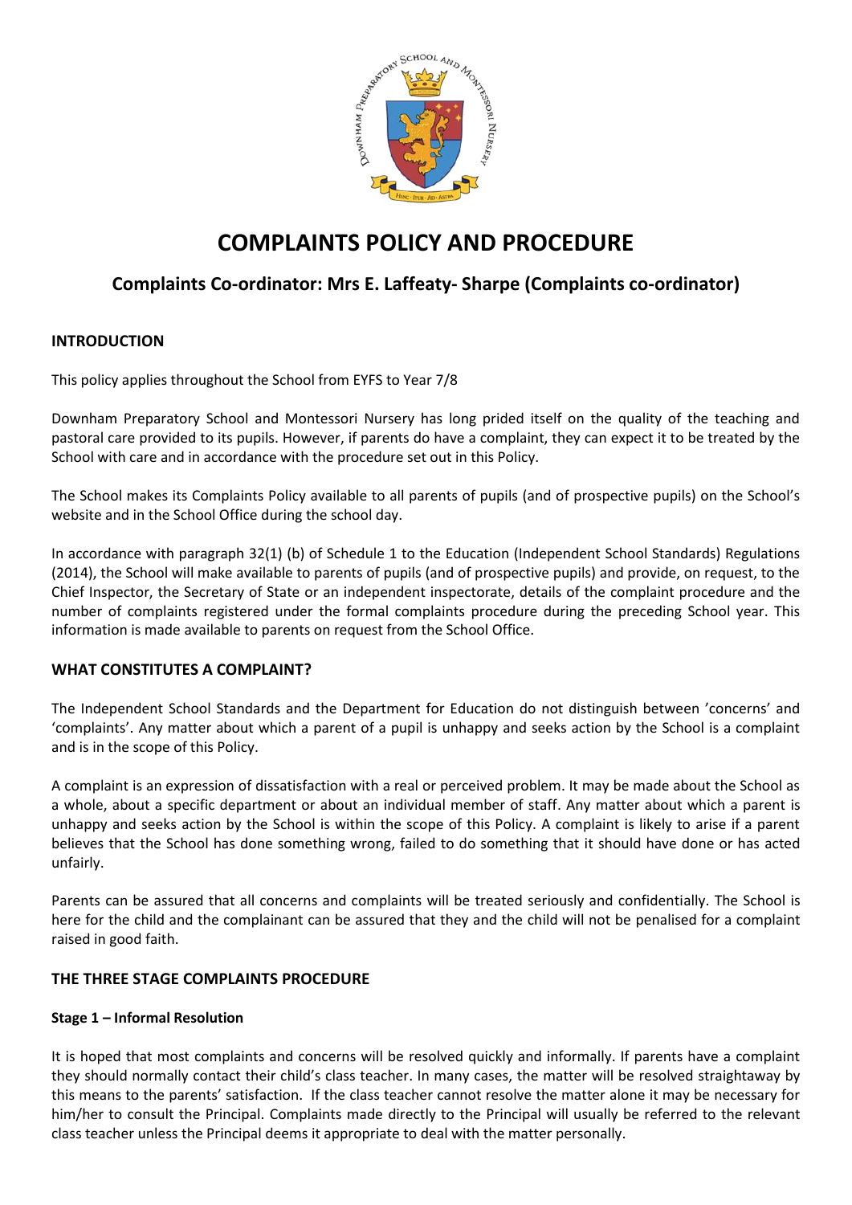# COMPLAINTS POLICY AND PROCEDURE

## Complaints Co-ordinator: Mrs E. Laffeaty- Sharpe (Complaints co-ordinator)

### INTRODUCTION

This policy applies throughout the School from EYFS to Year 7/8

Downham Preparatory School and Montessori Nursery has long prided itself on the quality of the teaching and pastoral care provided to its pupils. However, if parents do have a complaint, they can expect it to be treated by the School with care and in accordance with the procedure set out in this Policy.

The School makes its Complaints Policy available to all parents of pupils (and of prospective pupils) on the School's website and in the School Office during the school day.

In accordance with paragraph 32(1) (b) of Schedule 1 to the Education (Independent School Standards) Regulations (2014), the School will make available to parents of pupils (and of prospective pupils) and provide, on request, to the Chief Inspector, the Secretary of State or an independent inspectorate, details of the complaint procedure and the number of complaints registered under the formal complaints procedure during the preceding School year. This information is made available to parents on request from the School Office.

### WHAT CONSTITUTES A COMPLAINT?

The Independent School Standards and the Department for Education do not distinguish between 'concerns' and 'complaints'. Any matter about which a parent of a pupil is unhappy and seeks action by the School is a complaint and is in the scope of this Policy.

A complaint is an expression of dissatisfaction with a real or perceived problem. It may be made about the School as a whole, about a specific department or about an individual member of staff. Any matter about which a parent is unhappy and seeks action by the School is within the scope of this Policy. A complaint is likely to arise if a parent believes that the School has done something wrong, failed to do something that it should have done or has acted unfairly.

Parents can be assured that all concerns and complaints will be treated seriously and confidentially. The School is here for the child and the complainant can be assured that they and the child will not be penalised for a complaint raised in good faith.

### THE THREE STAGE COMPLAINTS PROCEDURE

#### Stage 1 – Informal Resolution

It is hoped that most complaints and concerns will be resolved quickly and informally. If parents have a complaint they should normally contact their child's class teacher. In many cases, the matter will be resolved straightaway by this means to the parents' satisfaction. If the class teacher cannot resolve the matter alone it may be necessary for him/her to consult the Principal. Complaints made directly to the Principal will usually be referred to the relevant class teacher unless the Principal deems it appropriate to deal with the matter personally.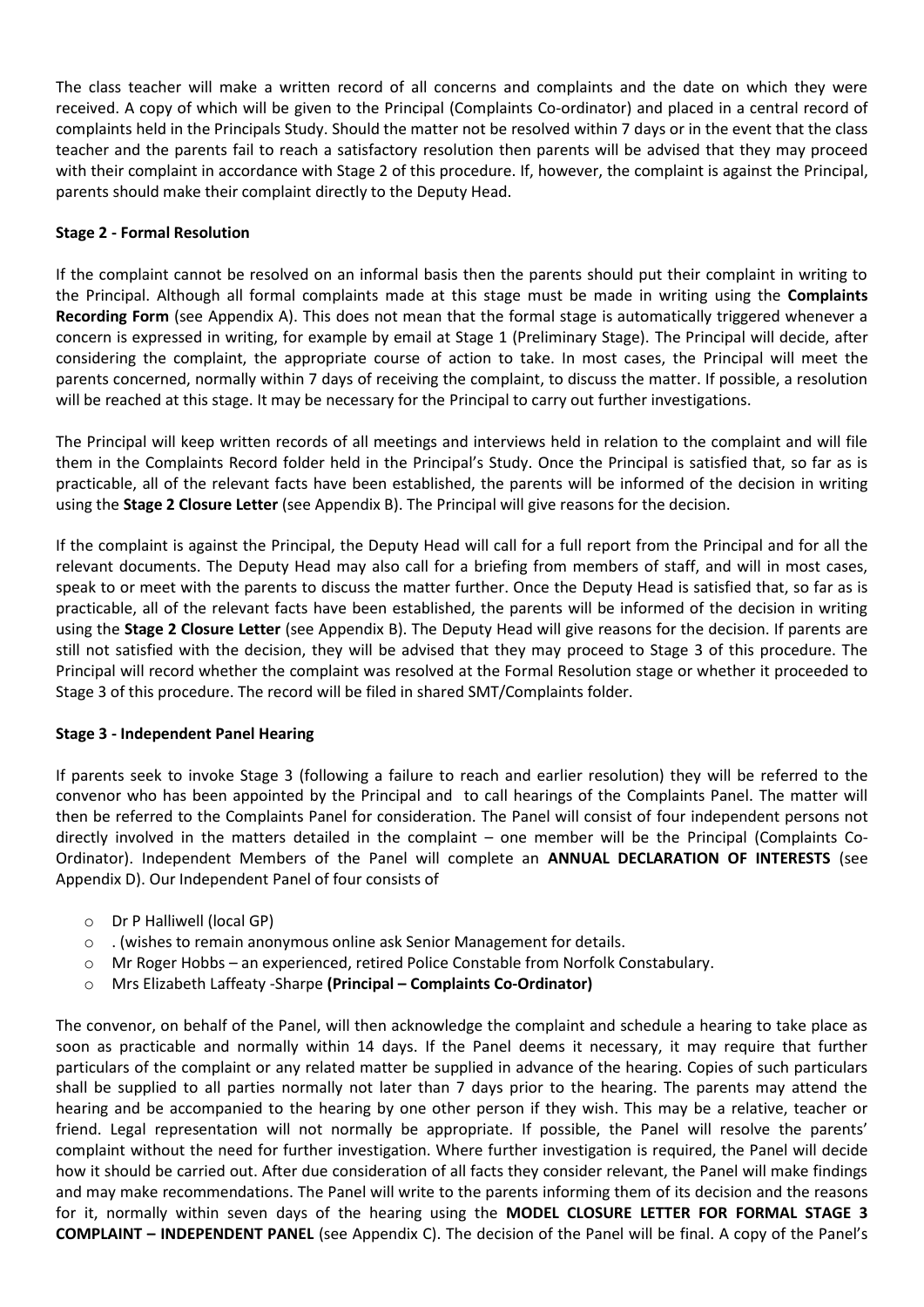The class teacher will make a written record of all concerns and complaints and the date on which they were received. A copy of which will be given to the Principal (Complaints Co-ordinator) and placed in a central record of complaints held in the Principals Study. Should the matter not be resolved within 7 days or in the event that the class teacher and the parents fail to reach a satisfactory resolution then parents will be advised that they may proceed with their complaint in accordance with Stage 2 of this procedure. If, however, the complaint is against the Principal, parents should make their complaint directly to the Deputy Head.

**Stage 2 - Formal Resolution**

If the complaint cannot be resolved on an informal basis then the parents should put their complaint in writing to the Principal. Although all formal complaints made at this stage must be made in writing using the **Complaints Recording Form** (see Appendix A). This does not mean that the formal stage is automatically triggered whenever a concern is expressed in writing, for example by email at Stage 1 (Preliminary Stage). The Principal will decide, after considering the complaint, the appropriate course of action to take. In most cases, the Principal will meet the parents concerned, normally within 7 days of receiving the complaint, to discuss the matter. If possible, a resolution will be reached at this stage. It may be necessary for the Principal to carry out further investigations.

The Principal will keep written records of all meetings and interviews held in relation to the complaint and will file them in the Complaints Record folder held in the Principal's Study. Once the Principal is satisfied that, so far as is practicable, all of the relevant facts have been established, the parents will be informed of the decision in writing using the **Stage 2 Closure Letter** (see Appendix B). The Principal will give reasons for the decision.

If the complaint is against the Principal, the Deputy Head will call for a full report from the Principal and for all the relevant documents. The Deputy Head may also call for a briefing from members of staff, and will in most cases, speak to or meet with the parents to discuss the matter further. Once the Deputy Head is satisfied that, so far as is practicable, all of the relevant facts have been established, the parents will be informed of the decision in writing using the **Stage 2 Closure Letter** (see Appendix B). The Deputy Head will give reasons for the decision. If parents are still not satisfied with the decision, they will be advised that they may proceed to Stage 3 of this procedure. The Principal will record whether the complaint was resolved at the Formal Resolution stage or whether it proceeded to Stage 3 of this procedure. The record will be filed in shared SMT/Complaints folder.

**Stage 3 - Independent Panel Hearing**

If parents seek to invoke Stage 3 (following a failure to reach and earlier resolution) they will be referred to the convenor who has been appointed by the Principal and to call hearings of the Complaints Panel. The matter will then be referred to the Complaints Panel for consideration. The Panel will consist of four independent persons not directly involved in the matters detailed in the complaint – one member will be the Principal (Complaints Co-Ordinator). Independent Members of the Panel will complete an **ANNUAL DECLARATION OF INTERESTS** (see Appendix D). Our Independent Panel of four consists of

- Dr P Halliwell (local GP)
- . (wishes to remain anonymous online ask Senior Management for details.
- Mr Roger Hobbs – an experienced, retired Police Constable from Norfolk Constabulary.
- Mrs Elizabeth Laffeaty -Sharpe **(Principal – Complaints Co-Ordinator)**

The convenor, on behalf of the Panel, will then acknowledge the complaint and schedule a hearing to take place as soon as practicable and normally within 14 days. If the Panel deems it necessary, it may require that further particulars of the complaint or any related matter be supplied in advance of the hearing. Copies of such particulars shall be supplied to all parties normally not later than 7 days prior to the hearing. The parents may attend the hearing and be accompanied to the hearing by one other person if they wish. This may be a relative, teacher or friend. Legal representation will not normally be appropriate. If possible, the Panel will resolve the parents' complaint without the need for further investigation. Where further investigation is required, the Panel will decide how it should be carried out. After due consideration of all facts they consider relevant, the Panel will make findings and may make recommendations. The Panel will write to the parents informing them of its decision and the reasons for it, normally within seven days of the hearing using the **MODEL CLOSURE LETTER FOR FORMAL STAGE 3 COMPLAINT – INDEPENDENT PANEL** (see Appendix C). The decision of the Panel will be final. A copy of the Panel's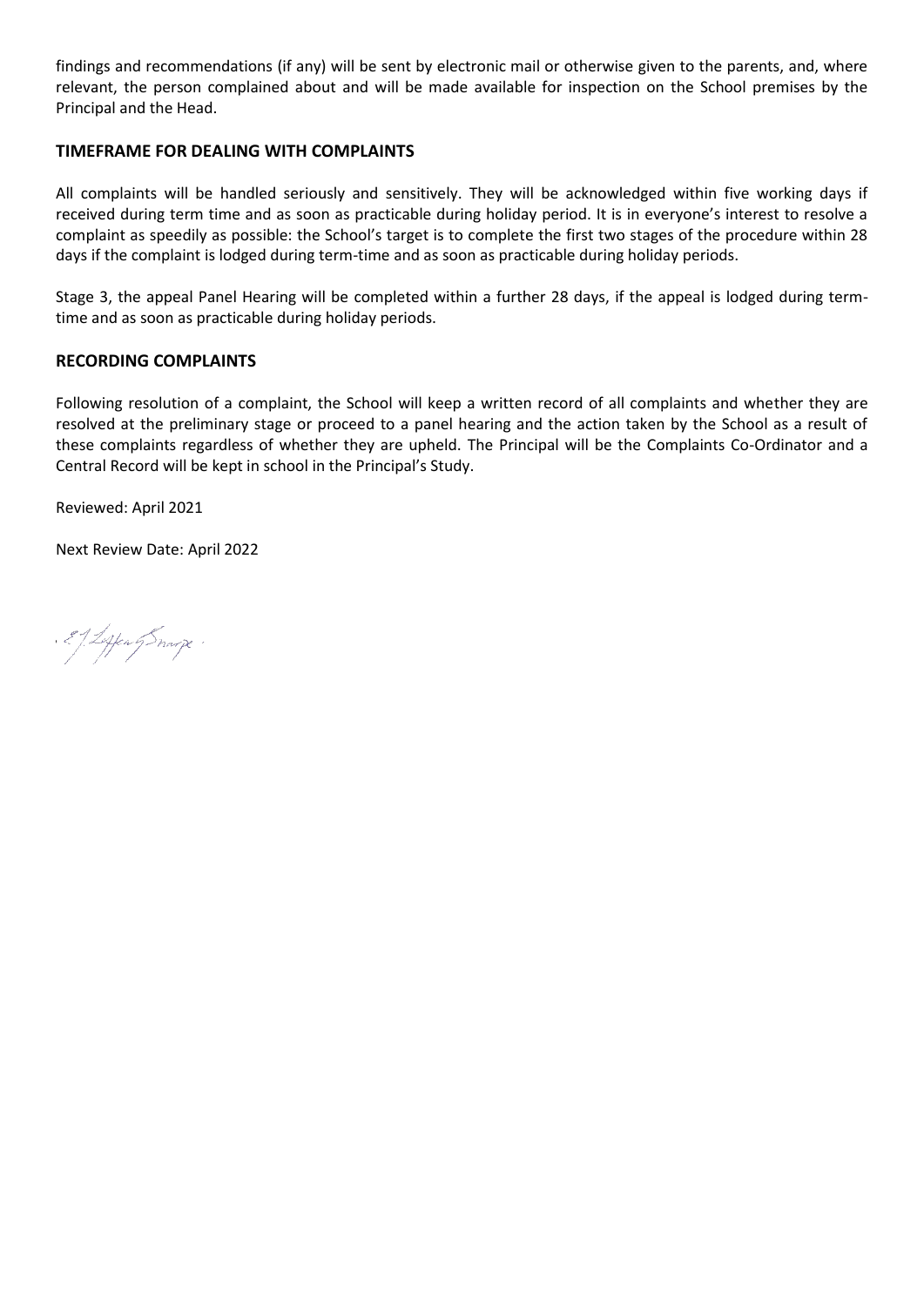findings and recommendations (if any) will be sent by electronic mail or otherwise given to the parents, and, where relevant, the person complained about and will be made available for inspection on the School premises by the Principal and the Head.

## TIMEFRAME FOR DEALING WITH COMPLAINTS

All complaints will be handled seriously and sensitively. They will be acknowledged within five working days if received during term time and as soon as practicable during holiday period. It is in everyone's interest to resolve a complaint as speedily as possible: the School's target is to complete the first two stages of the procedure within 28 days if the complaint is lodged during term-time and as soon as practicable during holiday periods.

Stage 3, the appeal Panel Hearing will be completed within a further 28 days, if the appeal is lodged during term-time and as soon as practicable during holiday periods.

## RECORDING COMPLAINTS

Following resolution of a complaint, the School will keep a written record of all complaints and whether they are resolved at the preliminary stage or proceed to a panel hearing and the action taken by the School as a result of these complaints regardless of whether they are upheld. The Principal will be the Complaints Co-Ordinator and a Central Record will be kept in school in the Principal's Study.

Reviewed: April 2021

Next Review Date: April 2022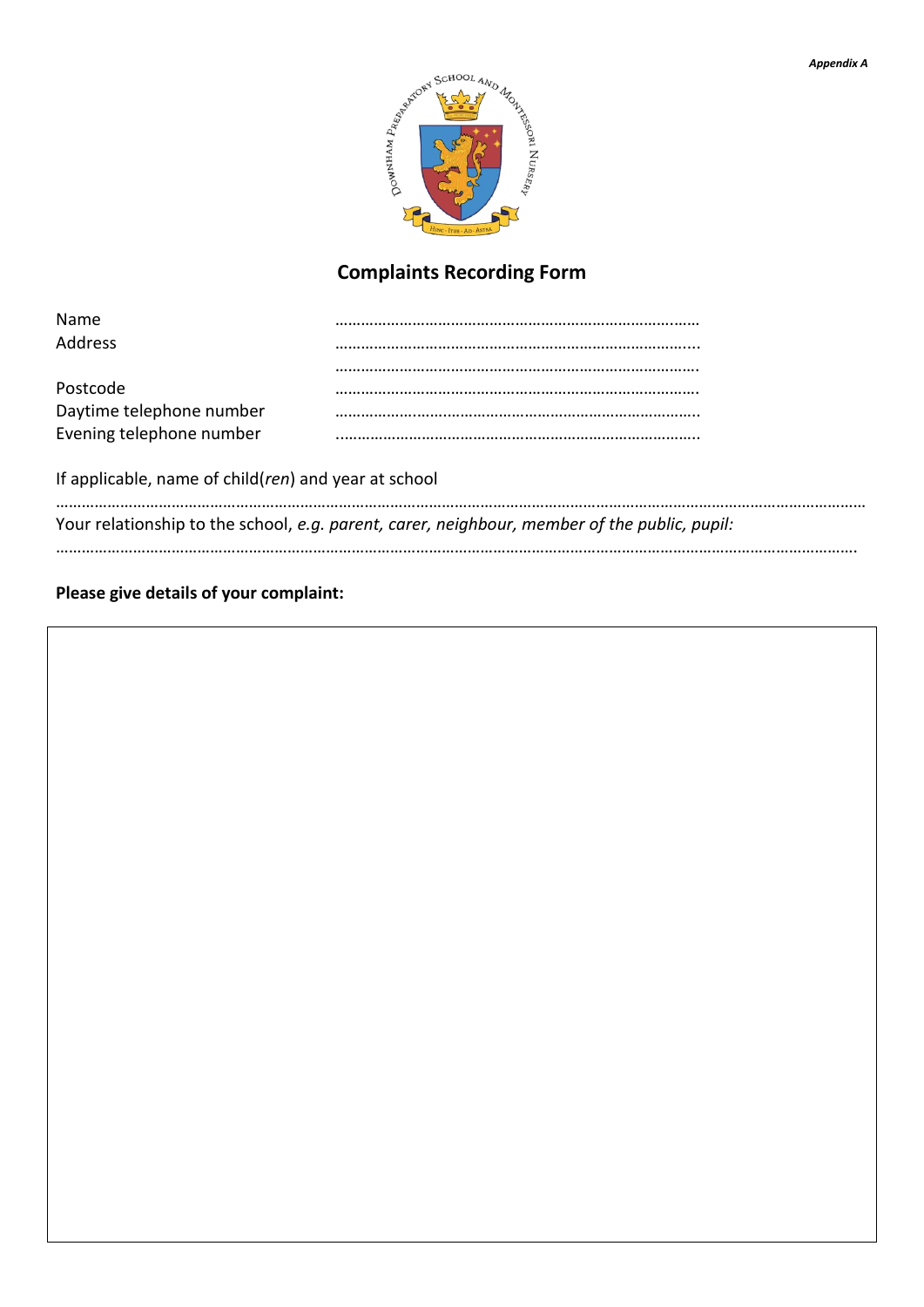*Appendix A*

## Complaints Recording Form

Name ……………………………………………………………………………
Address ……………………………………………………………………………
……………………………………………………………………………
Postcode ……………………………………………………………………………
Daytime telephone number ……………………………………………………………………………
Evening telephone number ……………………………………………………………………………

If applicable, name of child(*ren*) and year at school

……………………………………………………………………………………………………………………………………………………………

Your relationship to the school, *e.g. parent, carer, neighbour, member of the public, pupil:*

……………………………………………………………………………………………………………………………………………………………

**Please give details of your complaint:**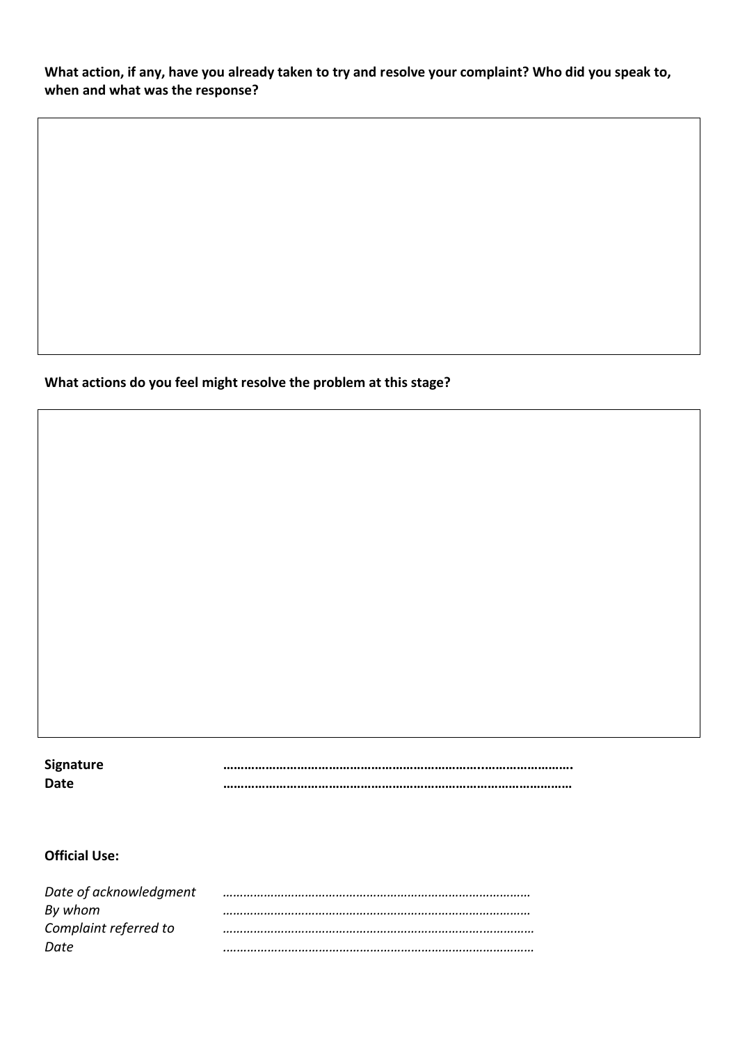**What action, if any, have you already taken to try and resolve your complaint? Who did you speak to, when and what was the response?**

| |
|---|
| |

**What actions do you feel might resolve the problem at this stage?**

| |
|---|
| |

**Signature** ……………………………………………………………………..…………………….

**Date** ……………………………………………………………………………………………

**Official Use:**

*Date of acknowledgment* ……………………………………………………………………………

*By whom* ……………………………………………………………………………

*Complaint referred to* …………………………………………………………………..…………

*Date* ……………………………………………………………………………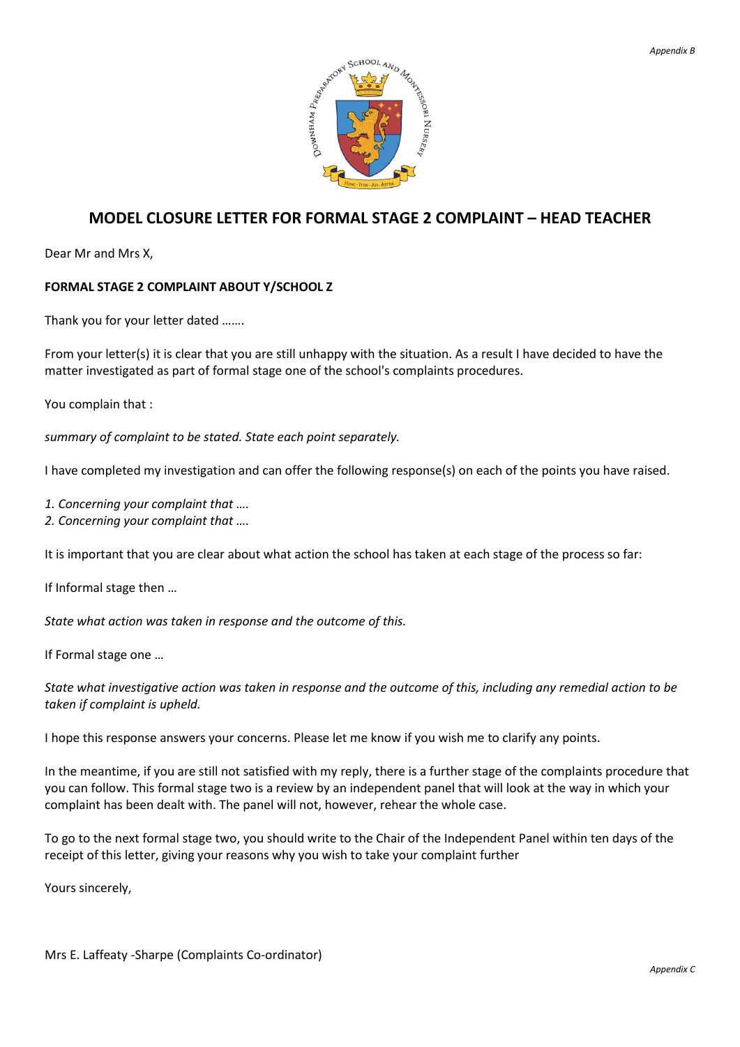# MODEL CLOSURE LETTER FOR FORMAL STAGE 2 COMPLAINT – HEAD TEACHER

Dear Mr and Mrs X,

**FORMAL STAGE 2 COMPLAINT ABOUT Y/SCHOOL Z**

Thank you for your letter dated …….

From your letter(s) it is clear that you are still unhappy with the situation. As a result I have decided to have the matter investigated as part of formal stage one of the school's complaints procedures.

You complain that :

*summary of complaint to be stated. State each point separately.*

I have completed my investigation and can offer the following response(s) on each of the points you have raised.

*1. Concerning your complaint that ….*
*2. Concerning your complaint that ….*

It is important that you are clear about what action the school has taken at each stage of the process so far:

If Informal stage then …

*State what action was taken in response and the outcome of this.*

If Formal stage one …

*State what investigative action was taken in response and the outcome of this, including any remedial action to be taken if complaint is upheld.*

I hope this response answers your concerns. Please let me know if you wish me to clarify any points.

In the meantime, if you are still not satisfied with my reply, there is a further stage of the complaints procedure that you can follow. This formal stage two is a review by an independent panel that will look at the way in which your complaint has been dealt with. The panel will not, however, rehear the whole case.

To go to the next formal stage two, you should write to the Chair of the Independent Panel within ten days of the receipt of this letter, giving your reasons why you wish to take your complaint further

Yours sincerely,

Mrs E. Laffeaty -Sharpe (Complaints Co-ordinator)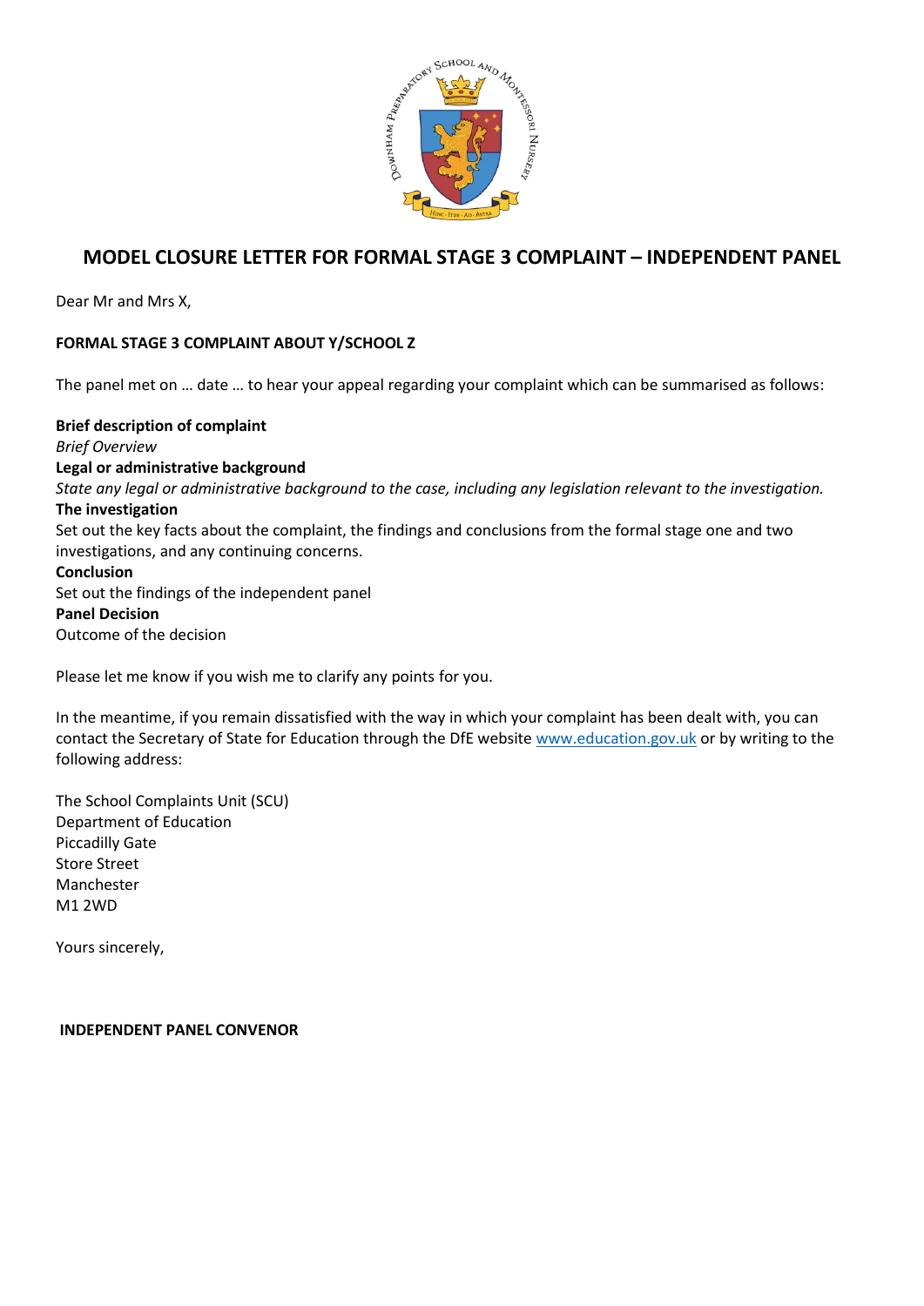## MODEL CLOSURE LETTER FOR FORMAL STAGE 3 COMPLAINT – INDEPENDENT PANEL

Dear Mr and Mrs X,

**FORMAL STAGE 3 COMPLAINT ABOUT Y/SCHOOL Z**

The panel met on … date … to hear your appeal regarding your complaint which can be summarised as follows:

**Brief description of complaint**
*Brief Overview*
**Legal or administrative background**
*State any legal or administrative background to the case, including any legislation relevant to the investigation.*
**The investigation**
Set out the key facts about the complaint, the findings and conclusions from the formal stage one and two investigations, and any continuing concerns.
**Conclusion**
Set out the findings of the independent panel
**Panel Decision**
Outcome of the decision

Please let me know if you wish me to clarify any points for you.

In the meantime, if you remain dissatisfied with the way in which your complaint has been dealt with, you can contact the Secretary of State for Education through the DfE website www.education.gov.uk or by writing to the following address:

The School Complaints Unit (SCU)
Department of Education
Piccadilly Gate
Store Street
Manchester
M1 2WD

Yours sincerely,

**INDEPENDENT PANEL CONVENOR**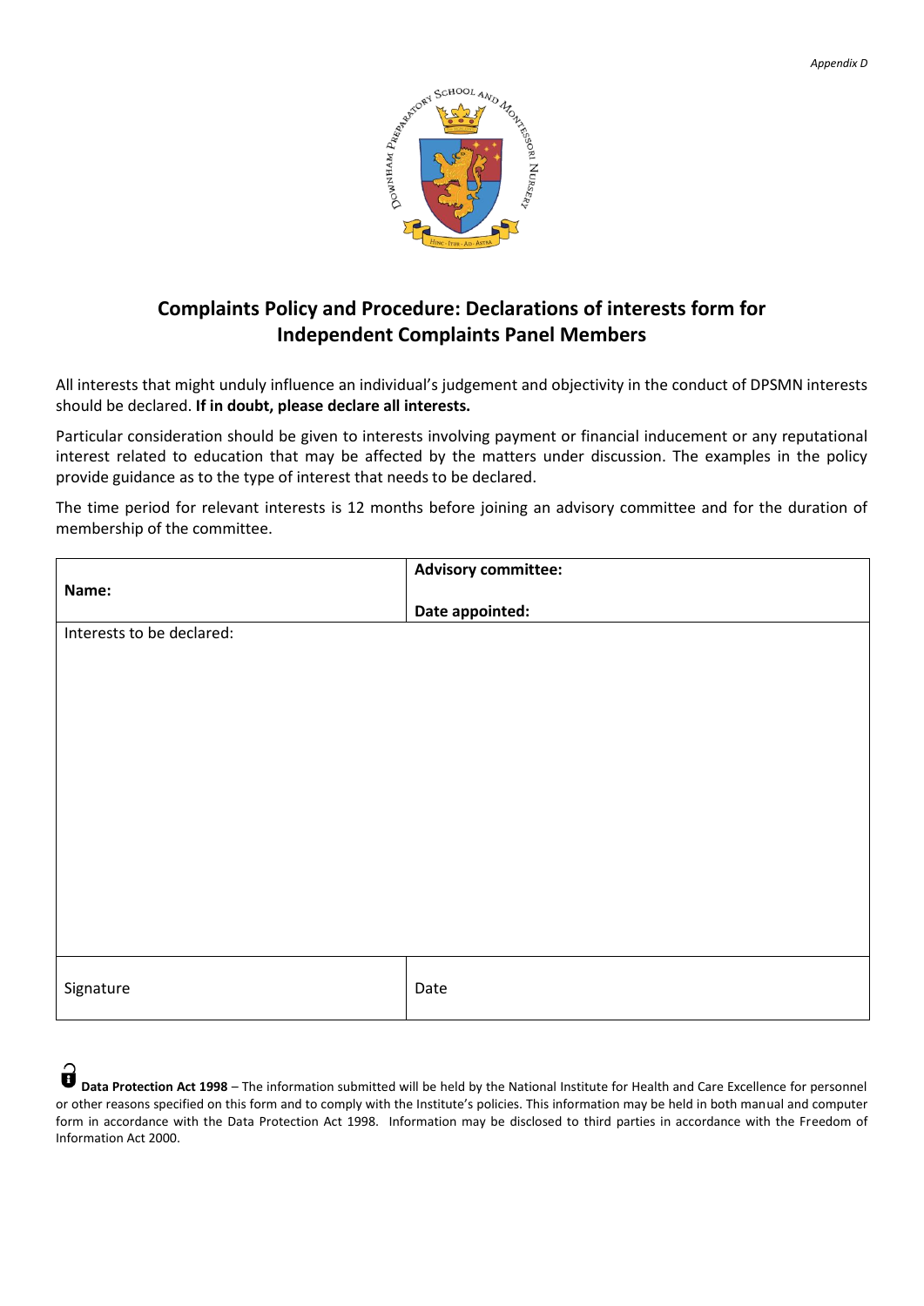*Appendix D*

## Complaints Policy and Procedure: Declarations of interests form for Independent Complaints Panel Members

All interests that might unduly influence an individual's judgement and objectivity in the conduct of DPSMN interests should be declared. **If in doubt, please declare all interests.**

Particular consideration should be given to interests involving payment or financial inducement or any reputational interest related to education that may be affected by the matters under discussion. The examples in the policy provide guidance as to the type of interest that needs to be declared.

The time period for relevant interests is 12 months before joining an advisory committee and for the duration of membership of the committee.

| | |
|---|---|
| **Name:** | **Advisory committee:**<br><br>**Date appointed:** |
| Interests to be declared: | |
| Signature | Date |

**Data Protection Act 1998** – The information submitted will be held by the National Institute for Health and Care Excellence for personnel or other reasons specified on this form and to comply with the Institute's policies. This information may be held in both manual and computer form in accordance with the Data Protection Act 1998. Information may be disclosed to third parties in accordance with the Freedom of Information Act 2000.